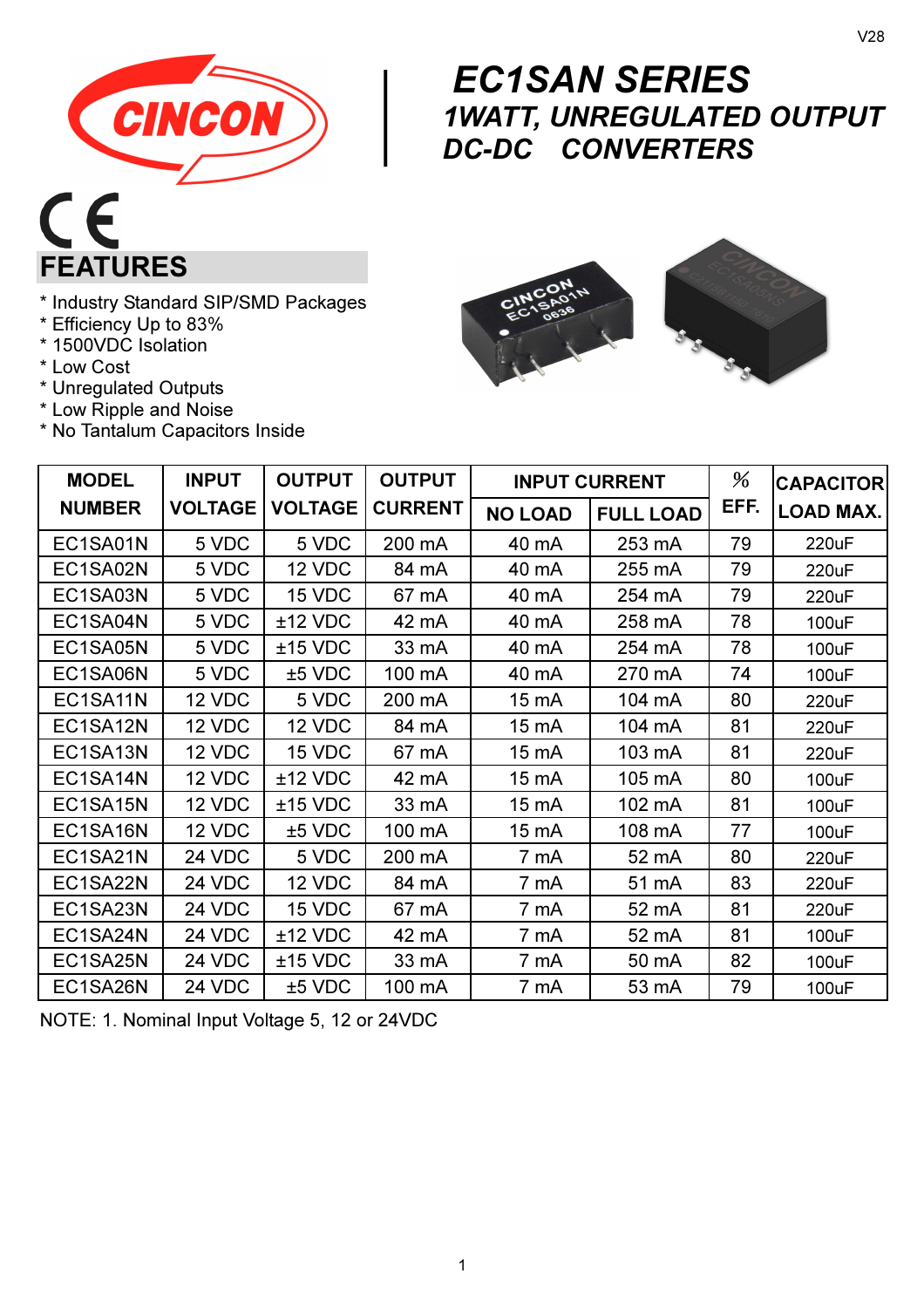# EC1SAN SERIES

## 1WATT, UNREGULATED OUTPUT DC-DC CONVERTERS

## FEATURES

* Industry Standard SIP/SMD Packages
* Efficiency Up to 83%
* 1500VDC Isolation
* Low Cost
* Unregulated Outputs
* Low Ripple and Noise
* No Tantalum Capacitors Inside

| MODEL NUMBER | INPUT VOLTAGE | OUTPUT VOLTAGE | OUTPUT CURRENT | INPUT CURRENT | | % EFF. | CAPACITOR LOAD MAX. |
|---|---|---|---|---|---|---|---|
| | | | | NO LOAD | FULL LOAD | | |
| EC1SA01N | 5 VDC | 5 VDC | 200 mA | 40 mA | 253 mA | 79 | 220uF |
| EC1SA02N | 5 VDC | 12 VDC | 84 mA | 40 mA | 255 mA | 79 | 220uF |
| EC1SA03N | 5 VDC | 15 VDC | 67 mA | 40 mA | 254 mA | 79 | 220uF |
| EC1SA04N | 5 VDC | ±12 VDC | 42 mA | 40 mA | 258 mA | 78 | 100uF |
| EC1SA05N | 5 VDC | ±15 VDC | 33 mA | 40 mA | 254 mA | 78 | 100uF |
| EC1SA06N | 5 VDC | ±5 VDC | 100 mA | 40 mA | 270 mA | 74 | 100uF |
| EC1SA11N | 12 VDC | 5 VDC | 200 mA | 15 mA | 104 mA | 80 | 220uF |
| EC1SA12N | 12 VDC | 12 VDC | 84 mA | 15 mA | 104 mA | 81 | 220uF |
| EC1SA13N | 12 VDC | 15 VDC | 67 mA | 15 mA | 103 mA | 81 | 220uF |
| EC1SA14N | 12 VDC | ±12 VDC | 42 mA | 15 mA | 105 mA | 80 | 100uF |
| EC1SA15N | 12 VDC | ±15 VDC | 33 mA | 15 mA | 102 mA | 81 | 100uF |
| EC1SA16N | 12 VDC | ±5 VDC | 100 mA | 15 mA | 108 mA | 77 | 100uF |
| EC1SA21N | 24 VDC | 5 VDC | 200 mA | 7 mA | 52 mA | 80 | 220uF |
| EC1SA22N | 24 VDC | 12 VDC | 84 mA | 7 mA | 51 mA | 83 | 220uF |
| EC1SA23N | 24 VDC | 15 VDC | 67 mA | 7 mA | 52 mA | 81 | 220uF |
| EC1SA24N | 24 VDC | ±12 VDC | 42 mA | 7 mA | 52 mA | 81 | 100uF |
| EC1SA25N | 24 VDC | ±15 VDC | 33 mA | 7 mA | 50 mA | 82 | 100uF |
| EC1SA26N | 24 VDC | ±5 VDC | 100 mA | 7 mA | 53 mA | 79 | 100uF |

NOTE: 1. Nominal Input Voltage 5, 12 or 24VDC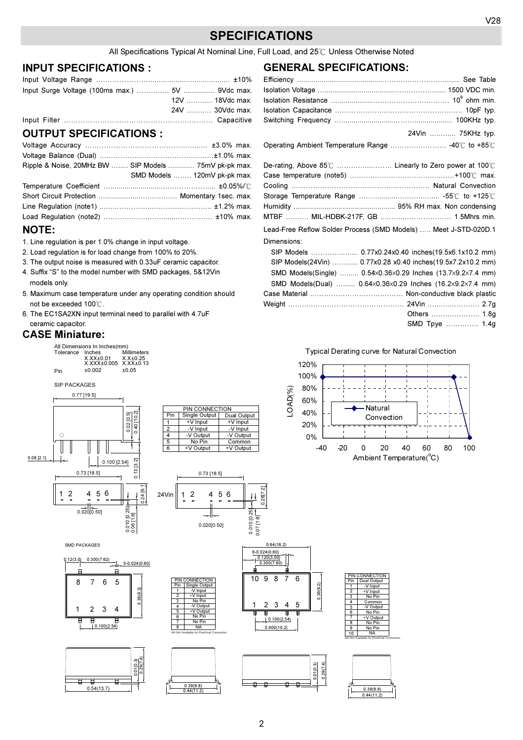# SPECIFICATIONS

All Specifications Typical At Nominal Line, Full Load, and 25℃ Unless Otherwise Noted

## INPUT SPECIFICATIONS :

| | | |
|---|---|---|
| Input Voltage Range | | ±10% |
| Input Surge Voltage (100ms max.) | 5V | 9Vdc max. |
| | 12V | 18Vdc max. |
| | 24V | 30Vdc max. |
| Input Filter | | Capacitive |

## OUTPUT SPECIFICATIONS :

| | | |
|---|---|---|
| Voltage Accuracy | | ±3.0% max. |
| Voltage Balance (Dual) | | ±1.0% max. |
| Ripple & Noise, 20MHz BW | SIP Models | 75mV pk-pk max. |
| | SMD Models | 120mV pk-pk max. |
| Temperature Coefficient | | ±0.05%/℃ |
| Short Circuit Protection | | Momentary 1sec. max. |
| Line Regulation (note1) | | ±1.2% max. |
| Load Regulation (note2) | | ±10% max. |

## NOTE:

1. Line regulation is per 1.0% change in input voltage.
2. Load regulation is for load change from 100% to 20%.
3. The output noise is measured with 0.33uF ceramic capacitor.
4. Suffix "S" to the model number with SMD packages, 5&12Vin models only.
5. Maximum case temperature under any operating condition should not be exceeded 100℃.
6. The EC1SA2XN input terminal need to parallel with 4.7uF ceramic capacitor.

## GENERAL SPECIFICATIONS:

| | | |
|---|---|---|
| Efficiency | | See Table |
| Isolation Voltage | | 1500 VDC min. |
| Isolation Resistance | | $10^9$ ohm min. |
| Isolation Capacitance | | 10pF typ. |
| Switching Frequency | | 100KHz typ. |
| | 24Vin | 75KHz typ. |
| Operating Ambient Temperature Range | | -40℃ to +85℃ |
| De-rating, Above 85℃ | | Linearly to Zero power at 100℃ |
| Case temperature (note5) | | +100℃ max. |
| Cooling | | Natural Convection |
| Storage Temperature Range | | -55℃ to +125℃ |
| Humidity | | 95% RH max. Non condensing |
| MTBF | MIL-HDBK-217F, GB | 1.5Mhrs min. |
| Lead-Free Reflow Solder Process (SMD Models) | | Meet J-STD-020D.1 |

Dimensions:

| | |
|---|---|
| SIP Models | 0.77x0.24x0.40 inches(19.5x6.1x10.2 mm) |
| SIP Models(24Vin) | 0.77x0.28 x0.40 inches(19.5x7.2x10.2 mm) |
| SMD Models(Single) | 0.54×0.36×0.29 Inches (13.7×9.2×7.4 mm) |
| SMD Models(Dual) | 0.64×0.36×0.29 Inches (16.2×9.2×7.4 mm) |

| | | |
|---|---|---|
| Case Material | | Non-conductive black plastic |
| Weight | 24Vin | 2.7g |
| | Others | 1.8g |
| | SMD Tpye | 1.4g |

## CASE Miniature:

All Dimensions In Inches(mm)

| | Inches | Millimeters |
|---|---|---|
| Tolerance | X.XX±0.01 | X.X±0.25 |
| | X.XXX±0.005 | X.XX±0.13 |
| Pin | ±0.002 | ±0.05 |

SIP PACKAGES

0.77 [19.5]
0.02 [0.5]
0.40 [10.2]
0.08 [2.1]
0.100 [2.54]
0.13 [3.2]
0.73 [18.5]
1 2 4 5 6
0.24 [6.1]
0.020[0.50]
0.010 [0.25]
0.06 [1.6]
24Vin
0.73 [18.5]
1 2 4 5 6
0.28[7.2]
0.020[0.50]
0.010 [0.25]
0.07 [1.8]

PIN CONNECTION

| Pin | Single Output | Dual Output |
|---|---|---|
| 1 | +V Input | +V Input |
| 2 | -V Input | -V Input |
| 4 | -V Output | -V Output |
| 5 | No Pin | Common |
| 6 | +V Output | +V Output |

SMD PACKAGES

0.12(3.0) 0.300(7.62)
5-0.024(0.60)
8 7 6 5
1 2 3 4
0.36(9.2)
0.100(2.54)
0.01(0.3)
0.29(7.4)
0.54(13.7)
0.39(9.8)
0.44(11.2)

PIN CONNECTION

| Pin | Single Output |
|---|---|
| 1 | -V Input |
| 2 | +V Input |
| 3 | No Pin |
| 4 | -V Output |
| 5 | +V Output |
| 6 | No Pin |
| 7 | No Pin |
| 8 | NA |

NA Not Available for Electrical Connection

0.64(16.2)
6-0.024(0.60)
0.120(3.00)
0.300(7.60)
10 9 8 7 6
1 2 3 4 5
0.36(9.2)
0.100(2.54)
0.400(10.2)
0.01(0.3)
0.29(7.4)
0.39(9.8)
0.44(11.2)

PIN CONNECTION

| Pin | Dual Output |
|---|---|
| 1 | -V Input |
| 2 | +V Input |
| 3 | No Pin |
| 4 | Common |
| 5 | -V Output |
| 6 | No Pin |
| 7 | +V Output |
| 8 | No Pin |
| 9 | No Pin |
| 10 | NA |

NA Not Available for Electrical Connection

Typical Derating curve for Natural Convection

LOAD(%)
120%
100%
80%
60%
40%
20%
0%
-40 -20 0 20 40 60 80 100
Ambient Temperature(°C)
Natural Convection